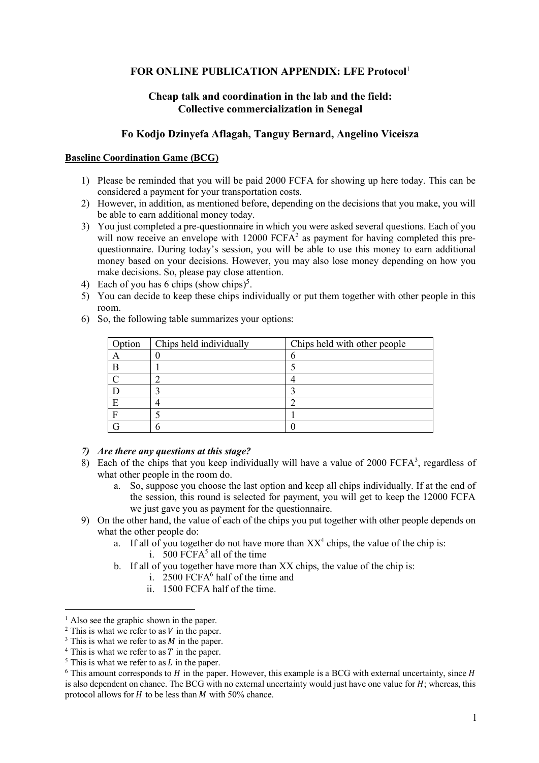**FOR ONLINE PUBLICATION APPENDIX: LFE Protocol**[1]

# Cheap talk and coordination in the lab and the field: Collective commercialization in Senegal

## Fo Kodjo Dzinyefa Aflagah, Tanguy Bernard, Angelino Viceisza

**Baseline Coordination Game (BCG)**

1) Please be reminded that you will be paid 2000 FCFA for showing up here today. This can be considered a payment for your transportation costs.
2) However, in addition, as mentioned before, depending on the decisions that you make, you will be able to earn additional money today.
3) You just completed a pre-questionnaire in which you were asked several questions. Each of you will now receive an envelope with 12000 FCFA[2] as payment for having completed this pre-questionnaire. During today's session, you will be able to use this money to earn additional money based on your decisions. However, you may also lose money depending on how you make decisions. So, please pay close attention.
4) Each of you has 6 chips (show chips)[5].
5) You can decide to keep these chips individually or put them together with other people in this room.
6) So, the following table summarizes your options:

| Option | Chips held individually | Chips held with other people |
|---|---|---|
| A | 0 | 6 |
| B | 1 | 5 |
| C | 2 | 4 |
| D | 3 | 3 |
| E | 4 | 2 |
| F | 5 | 1 |
| G | 6 | 0 |

7) ***Are there any questions at this stage?***
8) Each of the chips that you keep individually will have a value of 2000 FCFA[3], regardless of what other people in the room do.
   a. So, suppose you choose the last option and keep all chips individually. If at the end of the session, this round is selected for payment, you will get to keep the 12000 FCFA we just gave you as payment for the questionnaire.
9) On the other hand, the value of each of the chips you put together with other people depends on what the other people do:
   a. If all of you together do not have more than XX[4] chips, the value of the chip is:
      i. 500 FCFA[5] all of the time
   b. If all of you together have more than XX chips, the value of the chip is:
      i. 2500 FCFA[6] half of the time and
      ii. 1500 FCFA half of the time.

---

[1] Also see the graphic shown in the paper.

[2] This is what we refer to as $V$ in the paper.

[3] This is what we refer to as $M$ in the paper.

[4] This is what we refer to as $T$ in the paper.

[5] This is what we refer to as $L$ in the paper.

[6] This amount corresponds to $H$ in the paper. However, this example is a BCG with external uncertainty, since $H$ is also dependent on chance. The BCG with no external uncertainty would just have one value for $H$; whereas, this protocol allows for $H$ to be less than $M$ with 50% chance.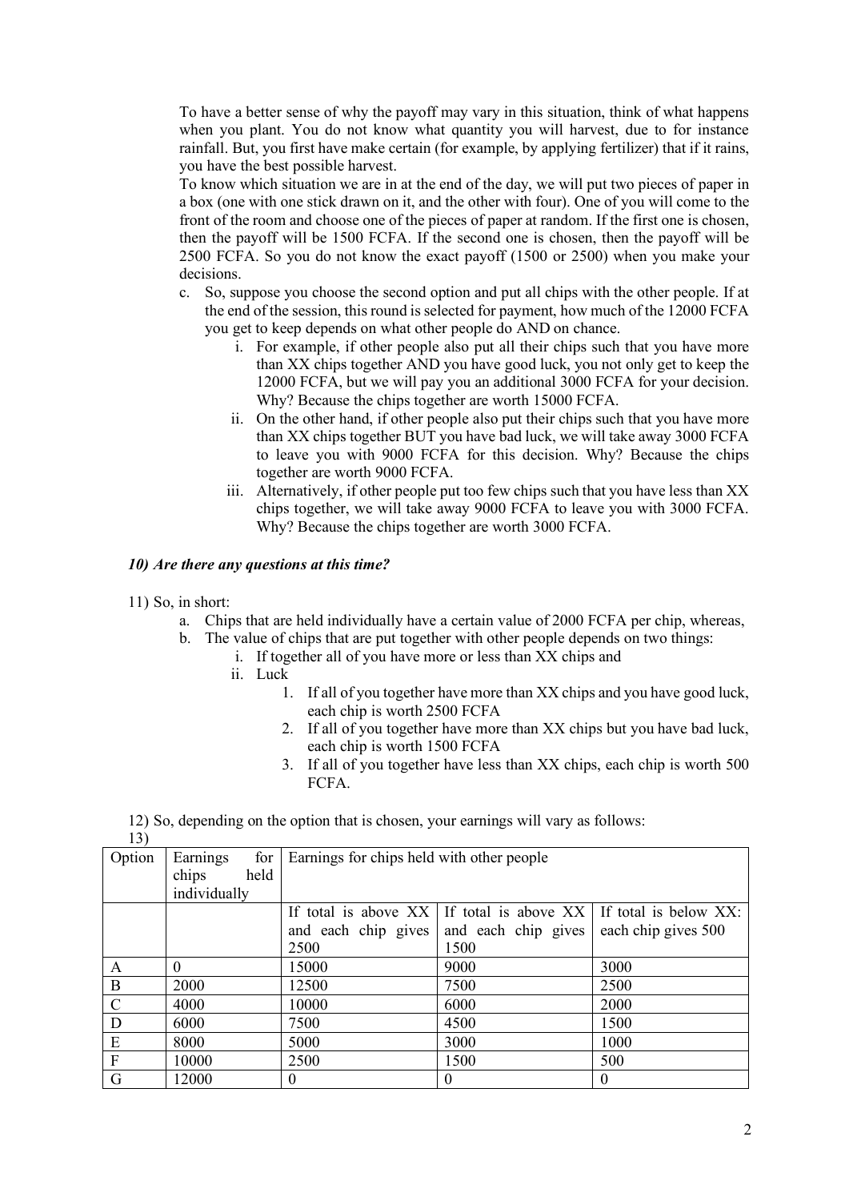To have a better sense of why the payoff may vary in this situation, think of what happens when you plant. You do not know what quantity you will harvest, due to for instance rainfall. But, you first have make certain (for example, by applying fertilizer) that if it rains, you have the best possible harvest.

To know which situation we are in at the end of the day, we will put two pieces of paper in a box (one with one stick drawn on it, and the other with four). One of you will come to the front of the room and choose one of the pieces of paper at random. If the first one is chosen, then the payoff will be 1500 FCFA. If the second one is chosen, then the payoff will be 2500 FCFA. So you do not know the exact payoff (1500 or 2500) when you make your decisions.

c. So, suppose you choose the second option and put all chips with the other people. If at the end of the session, this round is selected for payment, how much of the 12000 FCFA you get to keep depends on what other people do AND on chance.
    i. For example, if other people also put all their chips such that you have more than XX chips together AND you have good luck, you not only get to keep the 12000 FCFA, but we will pay you an additional 3000 FCFA for your decision. Why? Because the chips together are worth 15000 FCFA.
    ii. On the other hand, if other people also put their chips such that you have more than XX chips together BUT you have bad luck, we will take away 3000 FCFA to leave you with 9000 FCFA for this decision. Why? Because the chips together are worth 9000 FCFA.
    iii. Alternatively, if other people put too few chips such that you have less than XX chips together, we will take away 9000 FCFA to leave you with 3000 FCFA. Why? Because the chips together are worth 3000 FCFA.

***10) Are there any questions at this time?***

11) So, in short:
    a. Chips that are held individually have a certain value of 2000 FCFA per chip, whereas,
    b. The value of chips that are put together with other people depends on two things:
        i. If together all of you have more or less than XX chips and
        ii. Luck
            1. If all of you together have more than XX chips and you have good luck, each chip is worth 2500 FCFA
            2. If all of you together have more than XX chips but you have bad luck, each chip is worth 1500 FCFA
            3. If all of you together have less than XX chips, each chip is worth 500 FCFA.

12) So, depending on the option that is chosen, your earnings will vary as follows:

13)

| Option | Earnings for chips held individually | Earnings for chips held with other people | | |
|---|---|---|---|---|
| | | If total is above XX and each chip gives 2500 | If total is above XX and each chip gives 1500 | If total is below XX: each chip gives 500 |
| A | 0 | 15000 | 9000 | 3000 |
| B | 2000 | 12500 | 7500 | 2500 |
| C | 4000 | 10000 | 6000 | 2000 |
| D | 6000 | 7500 | 4500 | 1500 |
| E | 8000 | 5000 | 3000 | 1000 |
| F | 10000 | 2500 | 1500 | 500 |
| G | 12000 | 0 | 0 | 0 |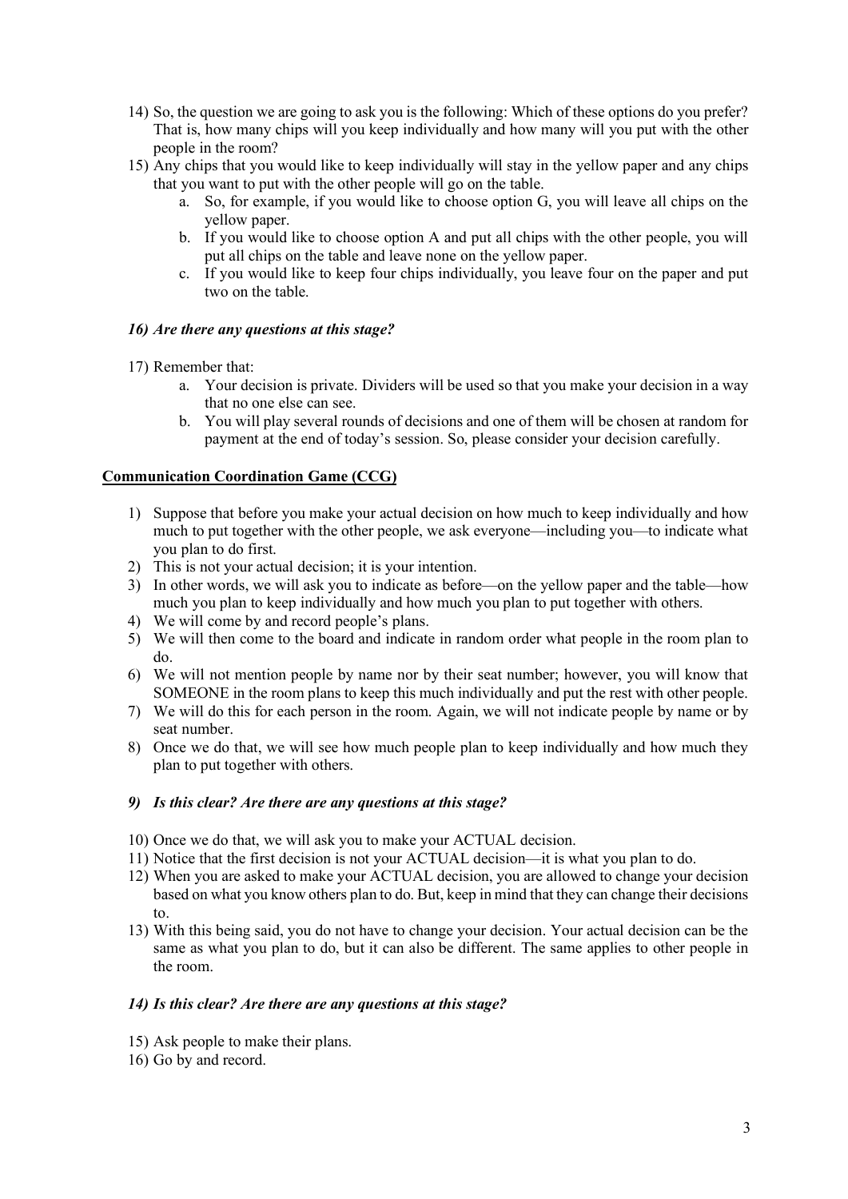14) So, the question we are going to ask you is the following: Which of these options do you prefer? That is, how many chips will you keep individually and how many will you put with the other people in the room?
15) Any chips that you would like to keep individually will stay in the yellow paper and any chips that you want to put with the other people will go on the table.
    a. So, for example, if you would like to choose option G, you will leave all chips on the yellow paper.
    b. If you would like to choose option A and put all chips with the other people, you will put all chips on the table and leave none on the yellow paper.
    c. If you would like to keep four chips individually, you leave four on the paper and put two on the table.

*16) Are there any questions at this stage?*

17) Remember that:
    a. Your decision is private. Dividers will be used so that you make your decision in a way that no one else can see.
    b. You will play several rounds of decisions and one of them will be chosen at random for payment at the end of today's session. So, please consider your decision carefully.

## Communication Coordination Game (CCG)

1) Suppose that before you make your actual decision on how much to keep individually and how much to put together with the other people, we ask everyone—including you—to indicate what you plan to do first.
2) This is not your actual decision; it is your intention.
3) In other words, we will ask you to indicate as before—on the yellow paper and the table—how much you plan to keep individually and how much you plan to put together with others.
4) We will come by and record people's plans.
5) We will then come to the board and indicate in random order what people in the room plan to do.
6) We will not mention people by name nor by their seat number; however, you will know that SOMEONE in the room plans to keep this much individually and put the rest with other people.
7) We will do this for each person in the room. Again, we will not indicate people by name or by seat number.
8) Once we do that, we will see how much people plan to keep individually and how much they plan to put together with others.

*9) Is this clear? Are there are any questions at this stage?*

10) Once we do that, we will ask you to make your ACTUAL decision.
11) Notice that the first decision is not your ACTUAL decision—it is what you plan to do.
12) When you are asked to make your ACTUAL decision, you are allowed to change your decision based on what you know others plan to do. But, keep in mind that they can change their decisions to.
13) With this being said, you do not have to change your decision. Your actual decision can be the same as what you plan to do, but it can also be different. The same applies to other people in the room.

*14) Is this clear? Are there are any questions at this stage?*

15) Ask people to make their plans.
16) Go by and record.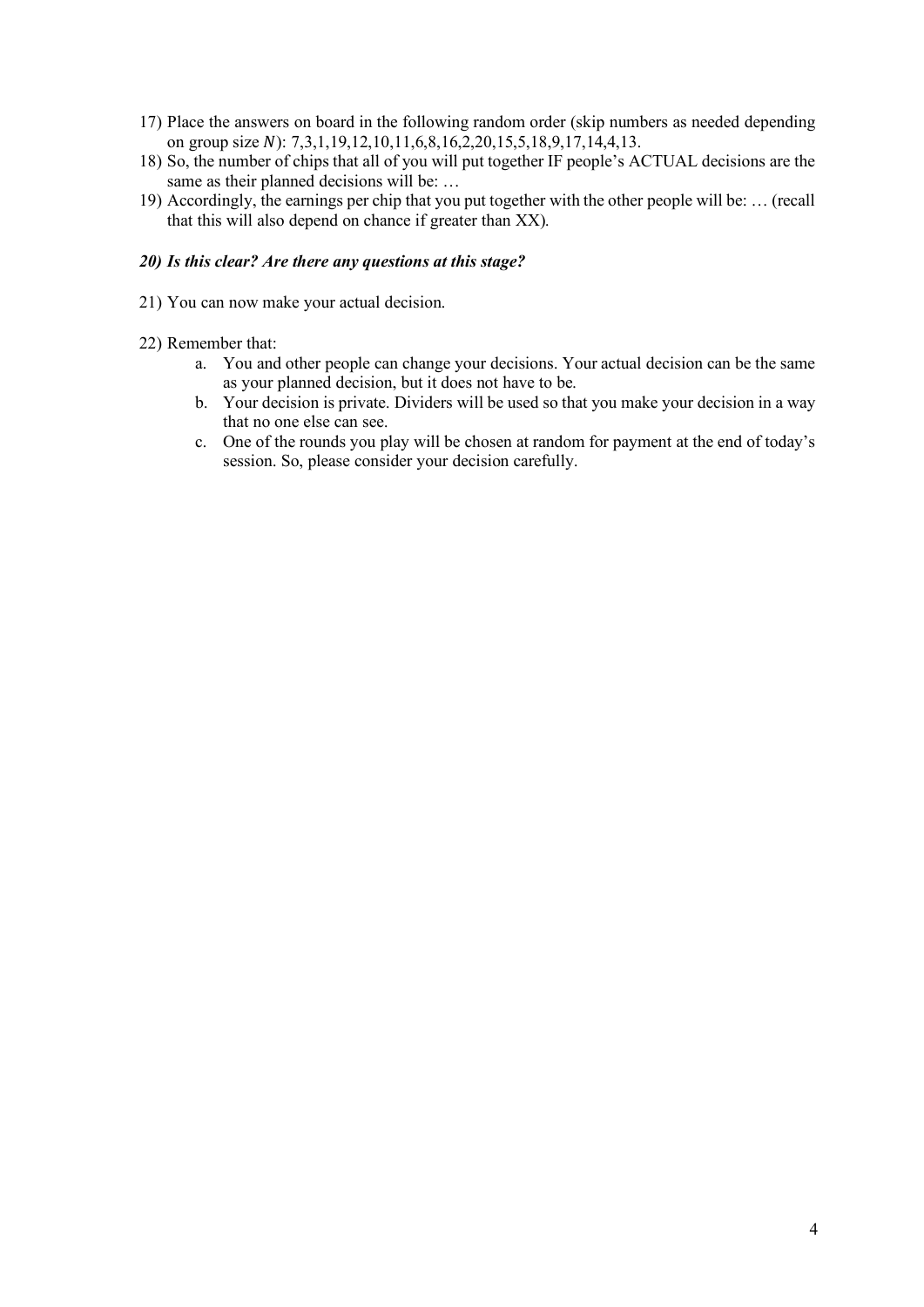17) Place the answers on board in the following random order (skip numbers as needed depending on group size $N$): 7,3,1,19,12,10,11,6,8,16,2,20,15,5,18,9,17,14,4,13.
18) So, the number of chips that all of you will put together IF people's ACTUAL decisions are the same as their planned decisions will be: …
19) Accordingly, the earnings per chip that you put together with the other people will be: … (recall that this will also depend on chance if greater than XX).

***20) Is this clear? Are there any questions at this stage?***

21) You can now make your actual decision.

22) Remember that:
    a. You and other people can change your decisions. Your actual decision can be the same as your planned decision, but it does not have to be.
    b. Your decision is private. Dividers will be used so that you make your decision in a way that no one else can see.
    c. One of the rounds you play will be chosen at random for payment at the end of today's session. So, please consider your decision carefully.